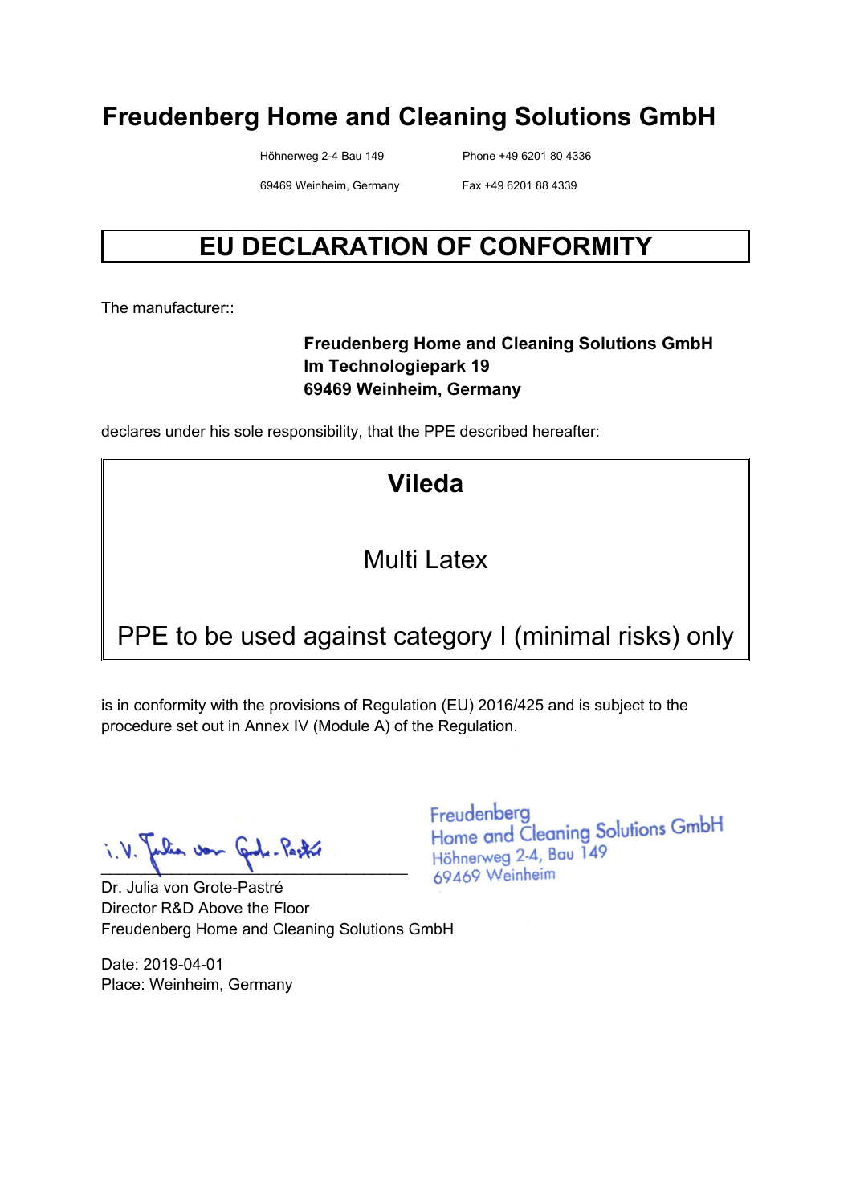# Freudenberg Home and Cleaning Solutions GmbH

Höhnerweg 2-4 Bau 149
69469 Weinheim, Germany

Phone +49 6201 80 4336
Fax +49 6201 88 4339

## EU DECLARATION OF CONFORMITY

The manufacturer::

**Freudenberg Home and Cleaning Solutions GmbH**
**Im Technologiepark 19**
**69469 Weinheim, Germany**

declares under his sole responsibility, that the PPE described hereafter:

**Vileda**

Multi Latex

PPE to be used against category I (minimal risks) only

is in conformity with the provisions of Regulation (EU) 2016/425 and is subject to the procedure set out in Annex IV (Module A) of the Regulation.

i.V. Julia von Grote-Pastré

Freudenberg
Home and Cleaning Solutions GmbH
Höhnerweg 2-4, Bau 149
69469 Weinheim

Dr. Julia von Grote-Pastré
Director R&D Above the Floor
Freudenberg Home and Cleaning Solutions GmbH

Date: 2019-04-01
Place: Weinheim, Germany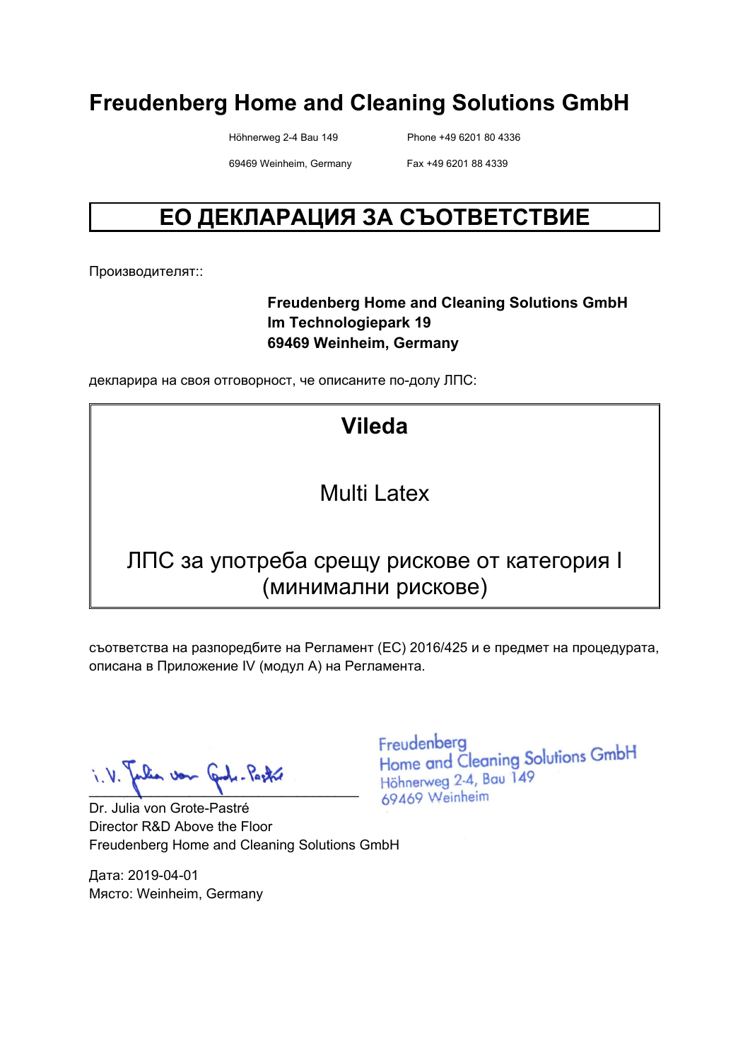# Freudenberg Home and Cleaning Solutions GmbH

Höhnerweg 2-4 Bau 149
69469 Weinheim, Germany

Phone +49 6201 80 4336
Fax +49 6201 88 4339

## ЕО ДЕКЛАРАЦИЯ ЗА СЪОТВЕТСТВИЕ

Производителят::

**Freudenberg Home and Cleaning Solutions GmbH**
**Im Technologiepark 19**
**69469 Weinheim, Germany**

декларира на своя отговорност, че описаните по-долу ЛПС:

**Vileda**

Multi Latex

ЛПС за употреба срещу рискове от категория I (минимални рискове)

съответства на разпоредбите на Регламент (ЕС) 2016/425 и е предмет на процедурата, описана в Приложение IV (модул A) на Регламента.

i.V. Julia von Grote-Pastré

Dr. Julia von Grote-Pastré
Director R&D Above the Floor
Freudenberg Home and Cleaning Solutions GmbH

Freudenberg
Home and Cleaning Solutions GmbH
Höhnerweg 2-4, Bau 149
69469 Weinheim

Дата: 2019-04-01
Място: Weinheim, Germany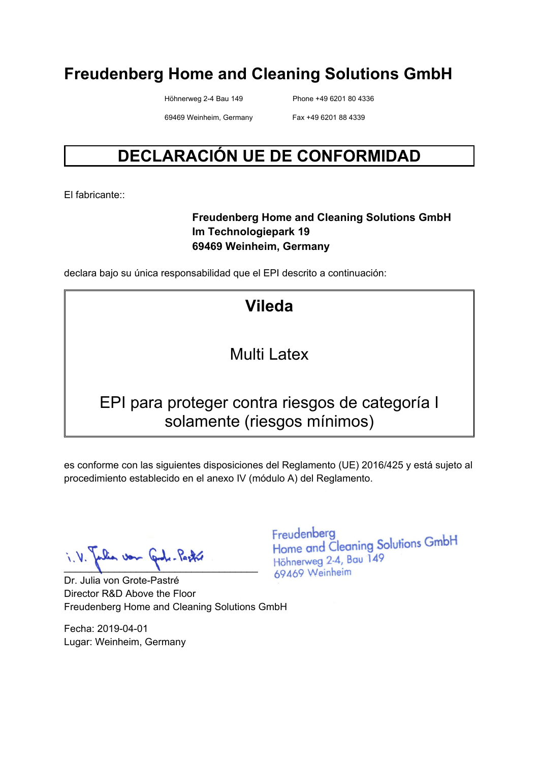# Freudenberg Home and Cleaning Solutions GmbH

Höhnerweg 2-4 Bau 149
69469 Weinheim, Germany

Phone +49 6201 80 4336
Fax +49 6201 88 4339

## DECLARACIÓN UE DE CONFORMIDAD

El fabricante::

**Freudenberg Home and Cleaning Solutions GmbH**
**Im Technologiepark 19**
**69469 Weinheim, Germany**

declara bajo su única responsabilidad que el EPI descrito a continuación:

**Vileda**

Multi Latex

EPI para proteger contra riesgos de categoría I solamente (riesgos mínimos)

es conforme con las siguientes disposiciones del Reglamento (UE) 2016/425 y está sujeto al procedimiento establecido en el anexo IV (módulo A) del Reglamento.

i.V. Julia von Grote-Pastré

Freudenberg
Home and Cleaning Solutions GmbH
Höhnerweg 2-4, Bau 149
69469 Weinheim

Dr. Julia von Grote-Pastré
Director R&D Above the Floor
Freudenberg Home and Cleaning Solutions GmbH

Fecha: 2019-04-01
Lugar: Weinheim, Germany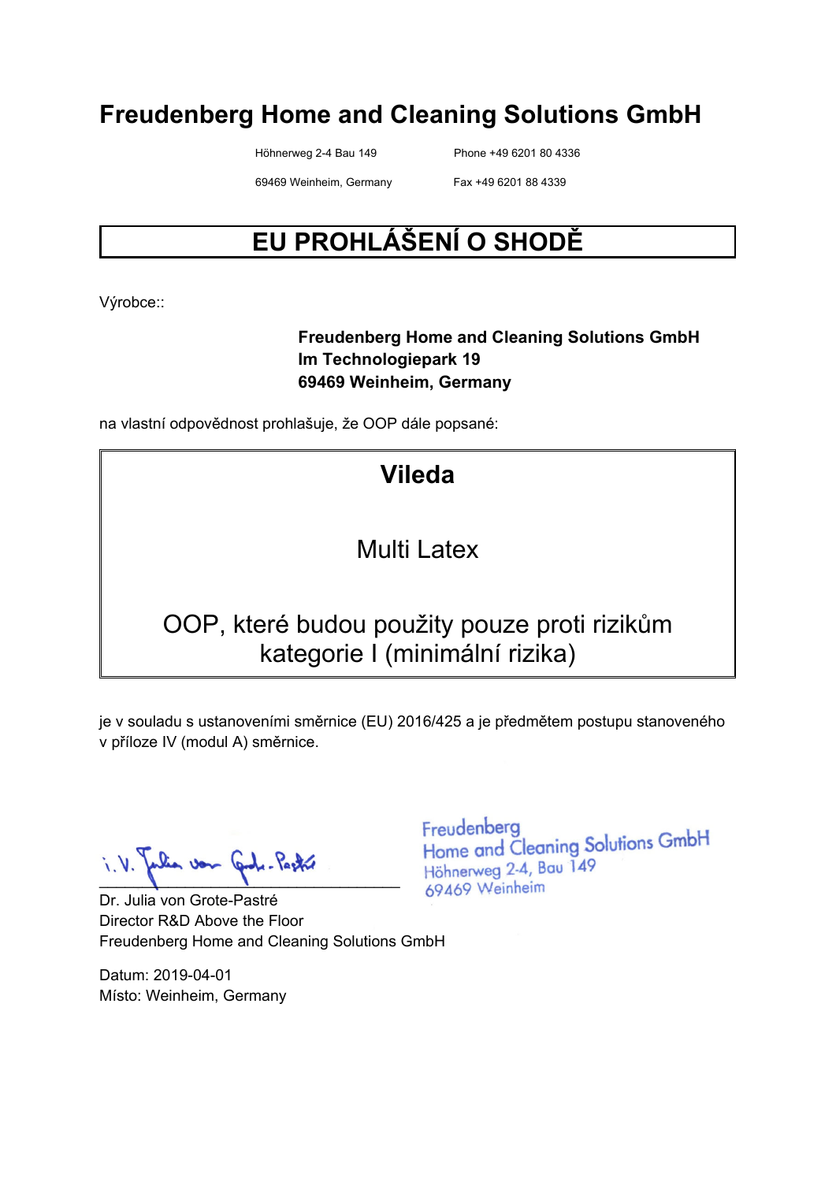# Freudenberg Home and Cleaning Solutions GmbH

Höhnerweg 2-4 Bau 149
69469 Weinheim, Germany

Phone +49 6201 80 4336
Fax +49 6201 88 4339

## EU PROHLÁŠENÍ O SHODĚ

Výrobce::

**Freudenberg Home and Cleaning Solutions GmbH**
**Im Technologiepark 19**
**69469 Weinheim, Germany**

na vlastní odpovědnost prohlašuje, že OOP dále popsané:

**Vileda**

Multi Latex

OOP, které budou použity pouze proti rizikům kategorie I (minimální rizika)

je v souladu s ustanoveními směrnice (EU) 2016/425 a je předmětem postupu stanoveného v příloze IV (modul A) směrnice.

i. V. Julia von Grote-Pastré

Freudenberg
Home and Cleaning Solutions GmbH
Höhnerweg 2-4, Bau 149
69469 Weinheim

Dr. Julia von Grote-Pastré
Director R&D Above the Floor
Freudenberg Home and Cleaning Solutions GmbH

Datum: 2019-04-01
Místo: Weinheim, Germany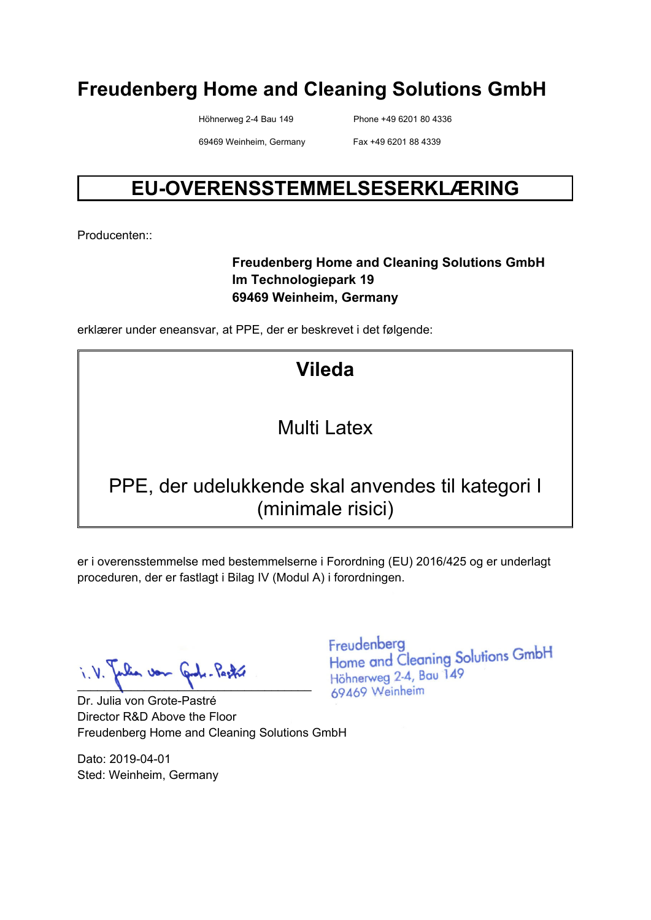# Freudenberg Home and Cleaning Solutions GmbH

Höhnerweg 2-4 Bau 149
69469 Weinheim, Germany

Phone +49 6201 80 4336
Fax +49 6201 88 4339

## EU-OVERENSSTEMMELSESERKLÆRING

Producenten::

**Freudenberg Home and Cleaning Solutions GmbH**
**Im Technologiepark 19**
**69469 Weinheim, Germany**

erklærer under eneansvar, at PPE, der er beskrevet i det følgende:

**Vileda**

Multi Latex

PPE, der udelukkende skal anvendes til kategori I (minimale risici)

er i overensstemmelse med bestemmelserne i Forordning (EU) 2016/425 og er underlagt proceduren, der er fastlagt i Bilag IV (Modul A) i forordningen.

i.V. Julia von Grote-Pastré

Freudenberg
Home and Cleaning Solutions GmbH
Höhnerweg 2-4, Bau 149
69469 Weinheim

Dr. Julia von Grote-Pastré
Director R&D Above the Floor
Freudenberg Home and Cleaning Solutions GmbH

Dato: 2019-04-01
Sted: Weinheim, Germany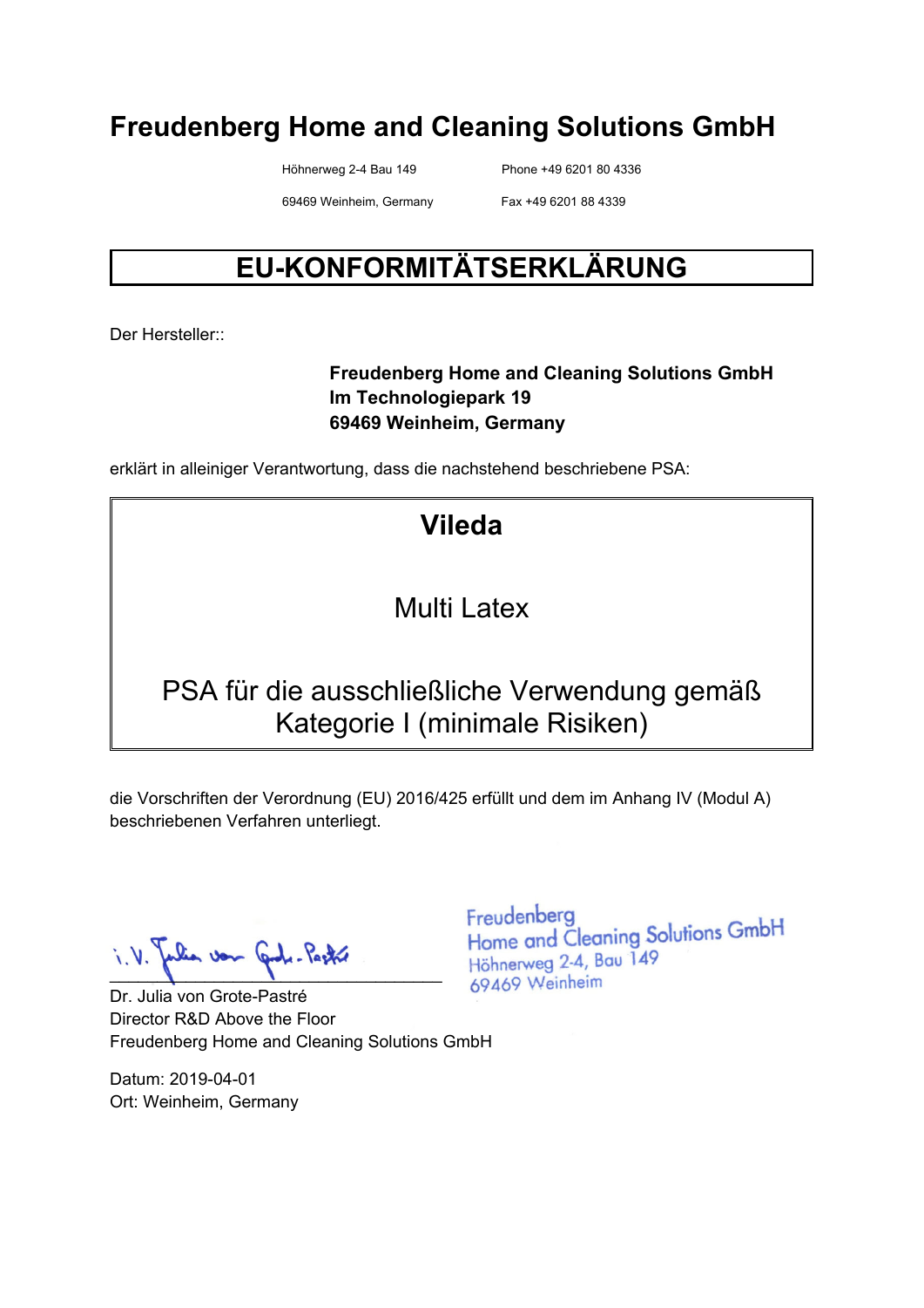# Freudenberg Home and Cleaning Solutions GmbH

Höhnerweg 2-4 Bau 149 — Phone +49 6201 80 4336

69469 Weinheim, Germany — Fax +49 6201 88 4339

## EU-KONFORMITÄTSERKLÄRUNG

Der Hersteller::

**Freudenberg Home and Cleaning Solutions GmbH**
**Im Technologiepark 19**
**69469 Weinheim, Germany**

erklärt in alleiniger Verantwortung, dass die nachstehend beschriebene PSA:

**Vileda**

Multi Latex

PSA für die ausschließliche Verwendung gemäß Kategorie I (minimale Risiken)

die Vorschriften der Verordnung (EU) 2016/425 erfüllt und dem im Anhang IV (Modul A) beschriebenen Verfahren unterliegt.

i.V. Julia von Grote-Pastré

Freudenberg
Home and Cleaning Solutions GmbH
Höhnerweg 2-4, Bau 149
69469 Weinheim

Dr. Julia von Grote-Pastré
Director R&D Above the Floor
Freudenberg Home and Cleaning Solutions GmbH

Datum: 2019-04-01
Ort: Weinheim, Germany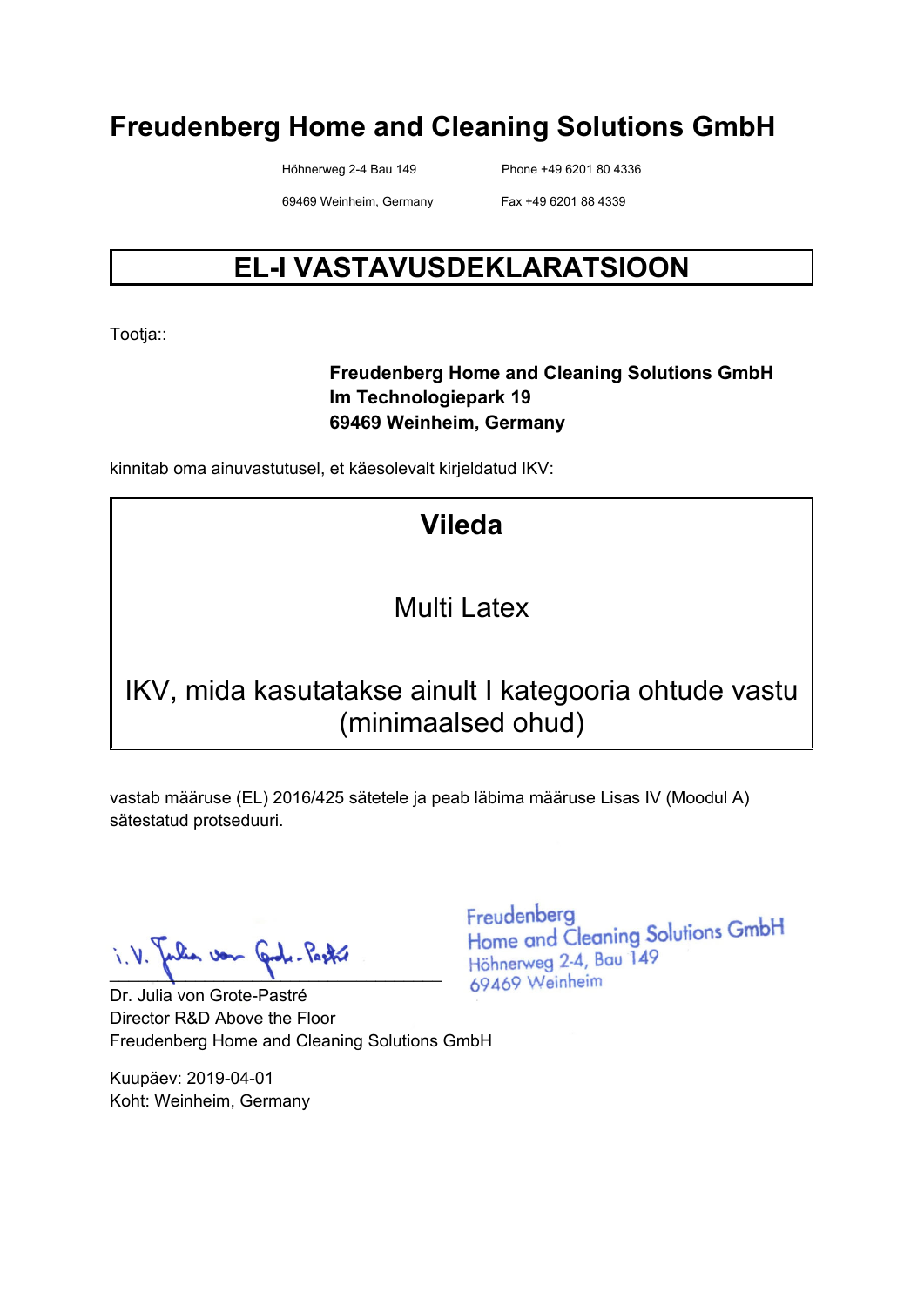# Freudenberg Home and Cleaning Solutions GmbH

Höhnerweg 2-4 Bau 149
69469 Weinheim, Germany

Phone +49 6201 80 4336
Fax +49 6201 88 4339

## EL-I VASTAVUSDEKLARATSIOON

Tootja::

**Freudenberg Home and Cleaning Solutions GmbH**
**Im Technologiepark 19**
**69469 Weinheim, Germany**

kinnitab oma ainuvastutusel, et käesolevalt kirjeldatud IKV:

**Vileda**

Multi Latex

IKV, mida kasutatakse ainult I kategooria ohtude vastu (minimaalsed ohud)

vastab määruse (EL) 2016/425 sätetele ja peab läbima määruse Lisas IV (Moodul A) sätestatud protseduuri.

i.V. Julia von Grote-Pastré

Freudenberg
Home and Cleaning Solutions GmbH
Höhnerweg 2-4, Bau 149
69469 Weinheim

Dr. Julia von Grote-Pastré
Director R&D Above the Floor
Freudenberg Home and Cleaning Solutions GmbH

Kuupäev: 2019-04-01
Koht: Weinheim, Germany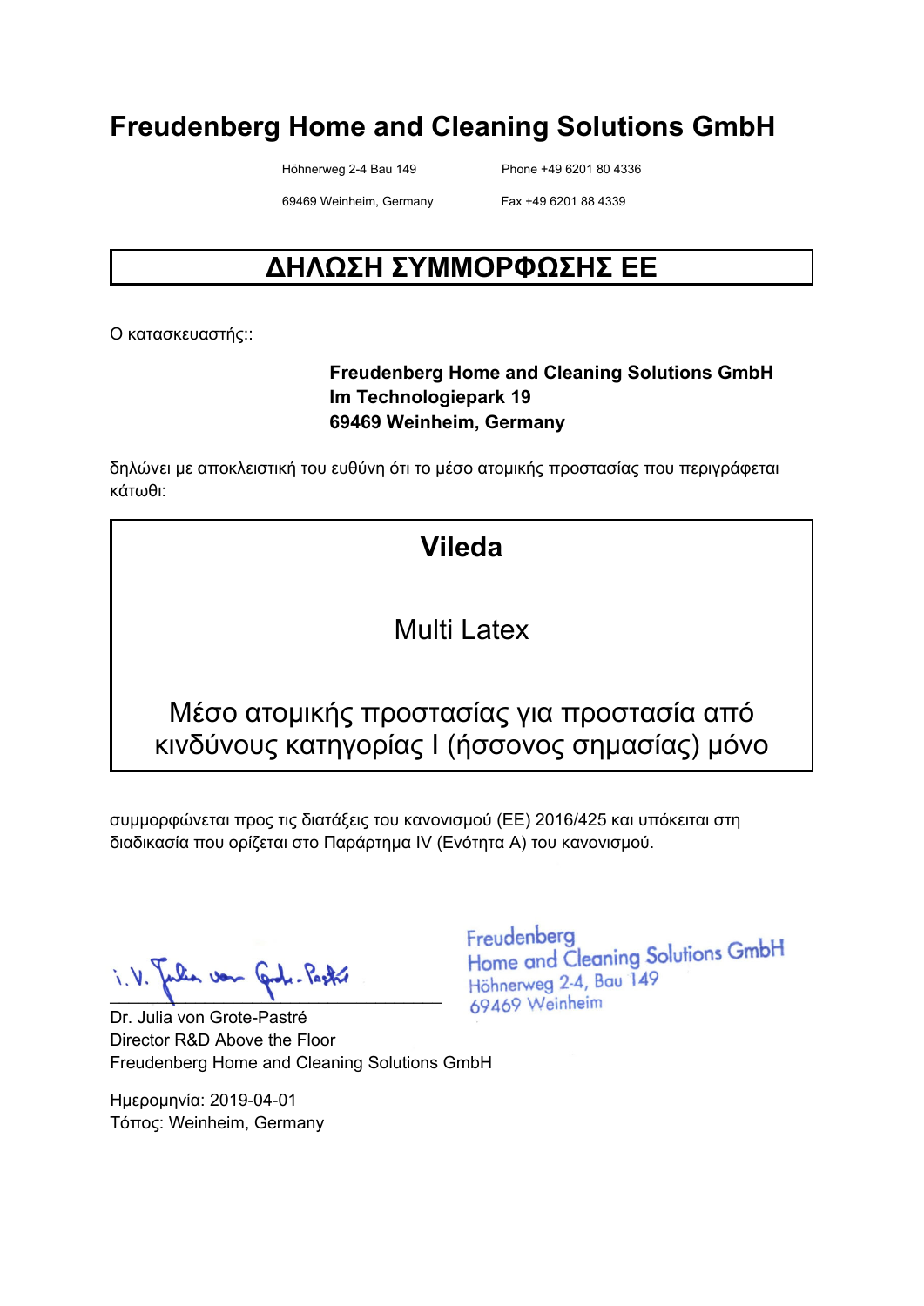# Freudenberg Home and Cleaning Solutions GmbH

Höhnerweg 2-4 Bau 149
69469 Weinheim, Germany

Phone +49 6201 80 4336
Fax +49 6201 88 4339

## ΔΗΛΩΣΗ ΣΥΜΜΟΡΦΩΣΗΣ ΕΕ

Ο κατασκευαστής::

**Freudenberg Home and Cleaning Solutions GmbH**
**Im Technologiepark 19**
**69469 Weinheim, Germany**

δηλώνει με αποκλειστική του ευθύνη ότι το μέσο ατομικής προστασίας που περιγράφεται κάτωθι:

**Vileda**

Multi Latex

Μέσο ατομικής προστασίας για προστασία από κινδύνους κατηγορίας I (ήσσονος σημασίας) μόνο

συμμορφώνεται προς τις διατάξεις του κανονισμού (ΕΕ) 2016/425 και υπόκειται στη διαδικασία που ορίζεται στο Παράρτημα IV (Ενότητα A) του κανονισμού.

i.V. Julia von Grote-Pastré

Freudenberg
Home and Cleaning Solutions GmbH
Höhnerweg 2-4, Bau 149
69469 Weinheim

Dr. Julia von Grote-Pastré
Director R&D Above the Floor
Freudenberg Home and Cleaning Solutions GmbH

Ημερομηνία: 2019-04-01
Τόπος: Weinheim, Germany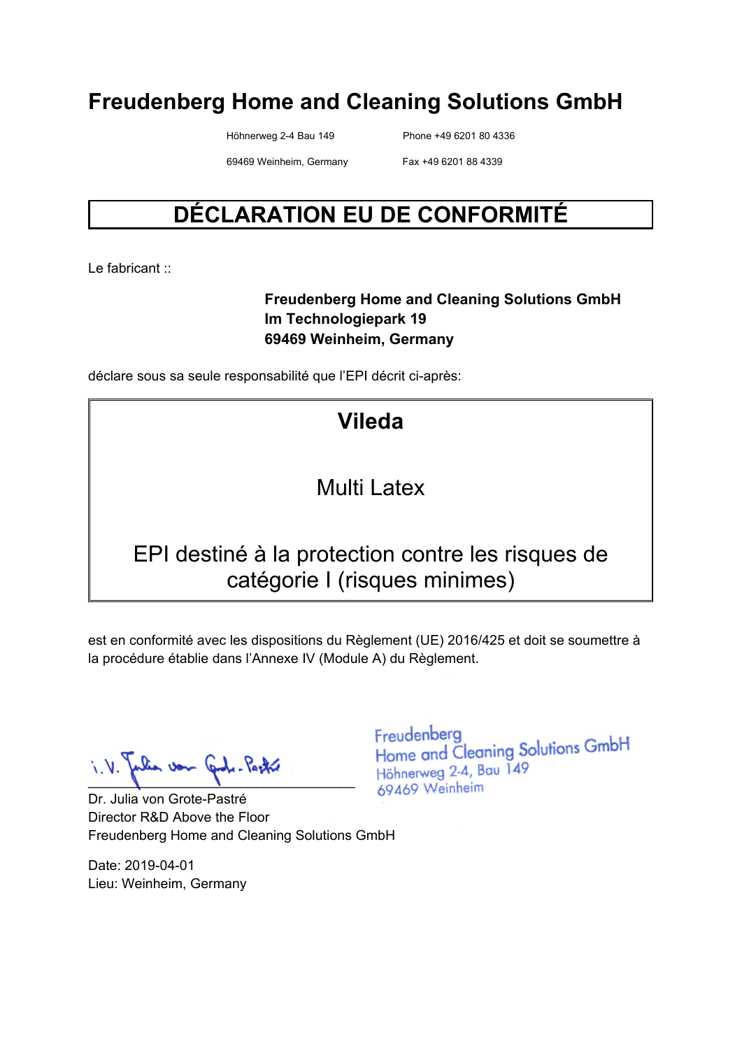# Freudenberg Home and Cleaning Solutions GmbH

Höhnerweg 2-4 Bau 149  
69469 Weinheim, Germany

Phone +49 6201 80 4336  
Fax +49 6201 88 4339

## DÉCLARATION EU DE CONFORMITÉ

Le fabricant ::

**Freudenberg Home and Cleaning Solutions GmbH**  
**Im Technologiepark 19**  
**69469 Weinheim, Germany**

déclare sous sa seule responsabilité que l'EPI décrit ci-après:

**Vileda**

Multi Latex

EPI destiné à la protection contre les risques de catégorie I (risques minimes)

est en conformité avec les dispositions du Règlement (UE) 2016/425 et doit se soumettre à la procédure établie dans l'Annexe IV (Module A) du Règlement.

i.V. Julia von Grote-Pastré

Freudenberg  
Home and Cleaning Solutions GmbH  
Höhnerweg 2-4, Bau 149  
69469 Weinheim

Dr. Julia von Grote-Pastré  
Director R&D Above the Floor  
Freudenberg Home and Cleaning Solutions GmbH

Date: 2019-04-01  
Lieu: Weinheim, Germany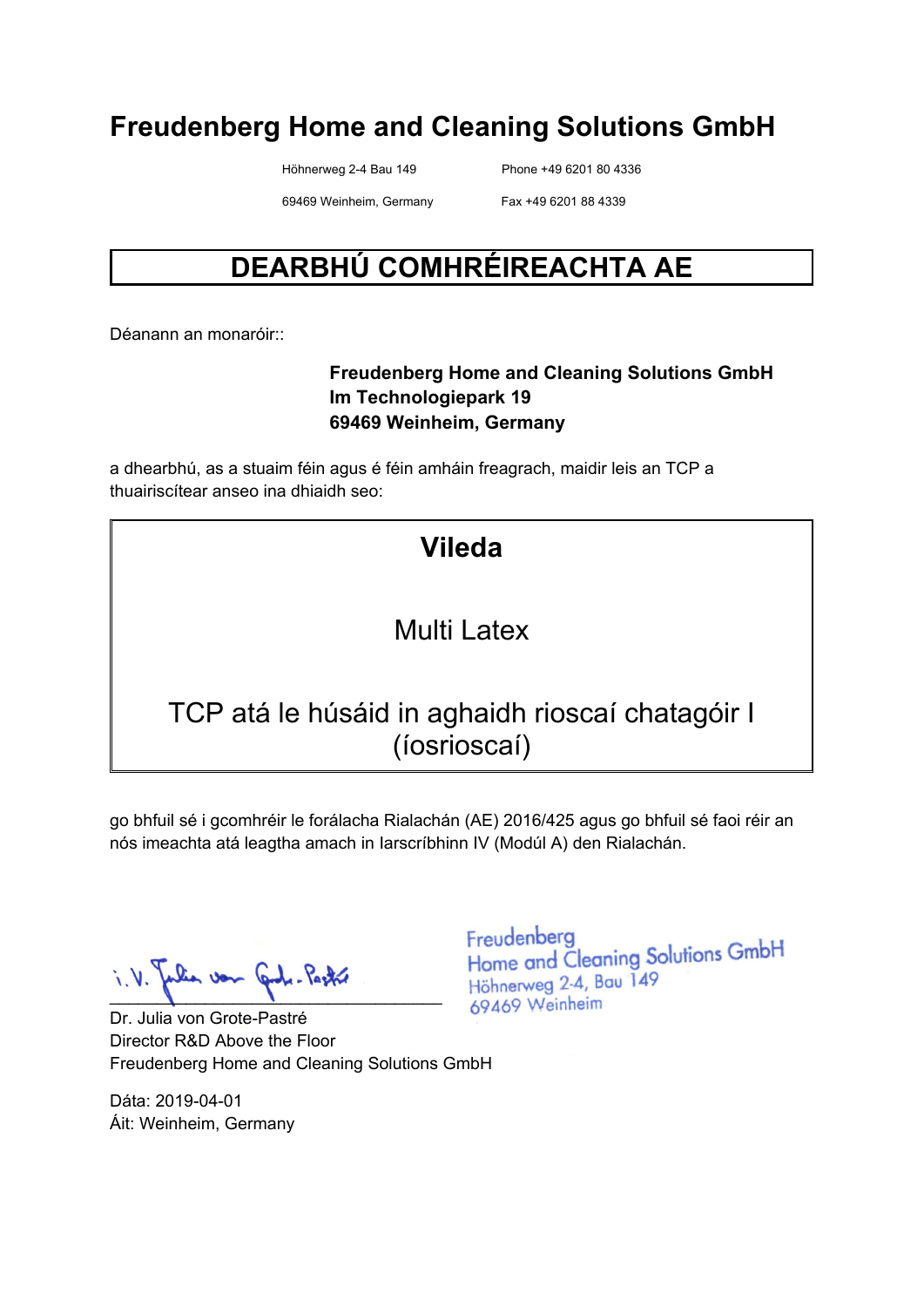# Freudenberg Home and Cleaning Solutions GmbH

Höhnerweg 2-4 Bau 149
69469 Weinheim, Germany

Phone +49 6201 80 4336
Fax +49 6201 88 4339

## DEARBHÚ COMHRÉIREACHTA AE

Déanann an monaróir::

**Freudenberg Home and Cleaning Solutions GmbH**
**Im Technologiepark 19**
**69469 Weinheim, Germany**

a dhearbhú, as a stuaim féin agus é féin amháin freagrach, maidir leis an TCP a thuairiscítear anseo ina dhiaidh seo:

**Vileda**

Multi Latex

TCP atá le húsáid in aghaidh rioscaí chatagóir I (íosrioscaí)

go bhfuil sé i gcomhréir le forálacha Rialachán (AE) 2016/425 agus go bhfuil sé faoi réir an nós imeachta atá leagtha amach in Iarscríbhinn IV (Modúl A) den Rialachán.

i.V. Julia von Grote-Pastré

Freudenberg
Home and Cleaning Solutions GmbH
Höhnerweg 2-4, Bau 149
69469 Weinheim

Dr. Julia von Grote-Pastré
Director R&D Above the Floor
Freudenberg Home and Cleaning Solutions GmbH

Dáta: 2019-04-01
Áit: Weinheim, Germany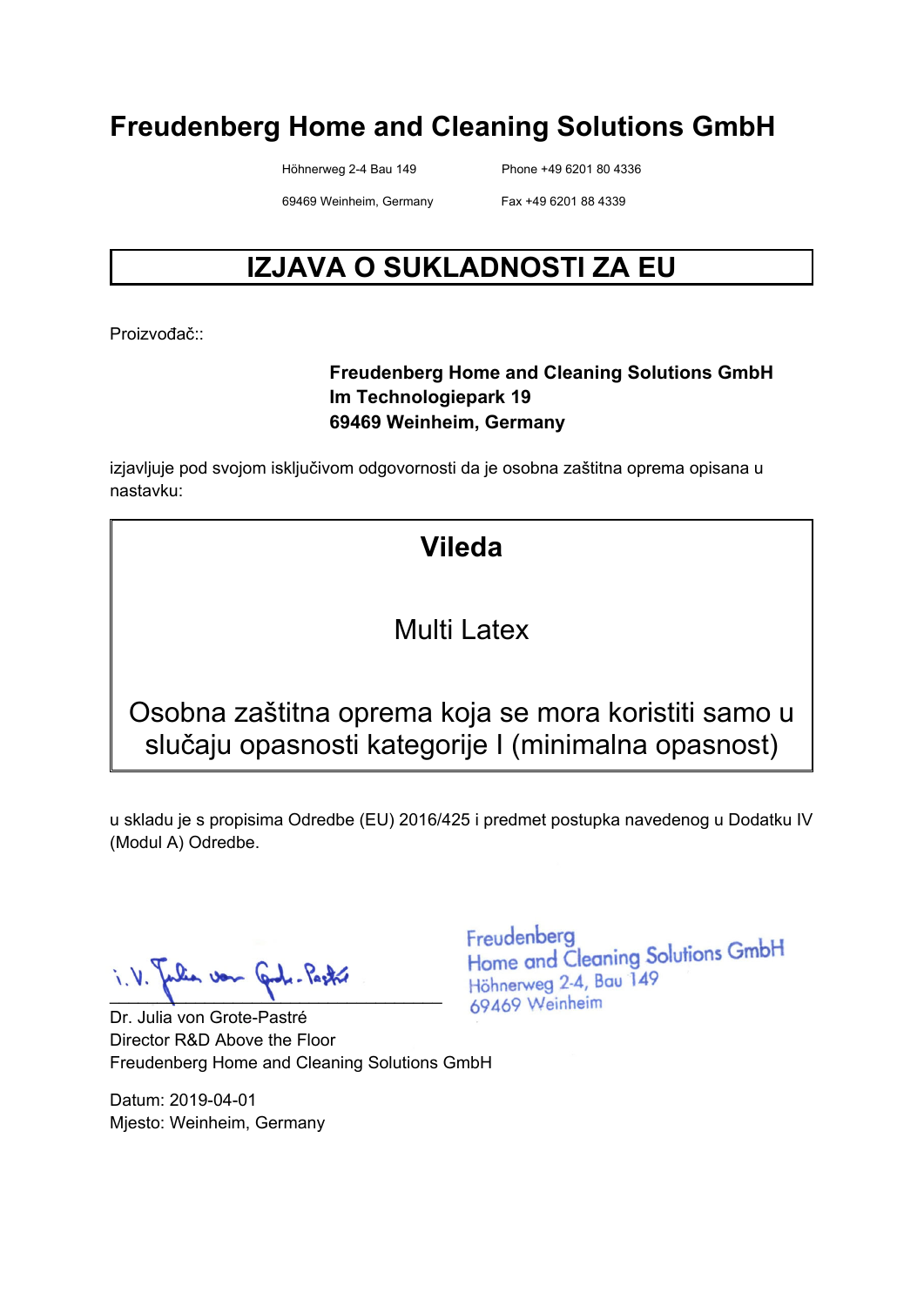# Freudenberg Home and Cleaning Solutions GmbH

Höhnerweg 2-4 Bau 149
69469 Weinheim, Germany

Phone +49 6201 80 4336
Fax +49 6201 88 4339

## IZJAVA O SUKLADNOSTI ZA EU

Proizvođač::

**Freudenberg Home and Cleaning Solutions GmbH**
**Im Technologiepark 19**
**69469 Weinheim, Germany**

izjavljuje pod svojom isključivom odgovornosti da je osobna zaštitna oprema opisana u nastavku:

**Vileda**

Multi Latex

Osobna zaštitna oprema koja se mora koristiti samo u slučaju opasnosti kategorije I (minimalna opasnost)

u skladu je s propisima Odredbe (EU) 2016/425 i predmet postupka navedenog u Dodatku IV (Modul A) Odredbe.

i.V. Julia von Grote-Pastré

Freudenberg
Home and Cleaning Solutions GmbH
Höhnerweg 2-4, Bau 149
69469 Weinheim

Dr. Julia von Grote-Pastré
Director R&D Above the Floor
Freudenberg Home and Cleaning Solutions GmbH

Datum: 2019-04-01
Mjesto: Weinheim, Germany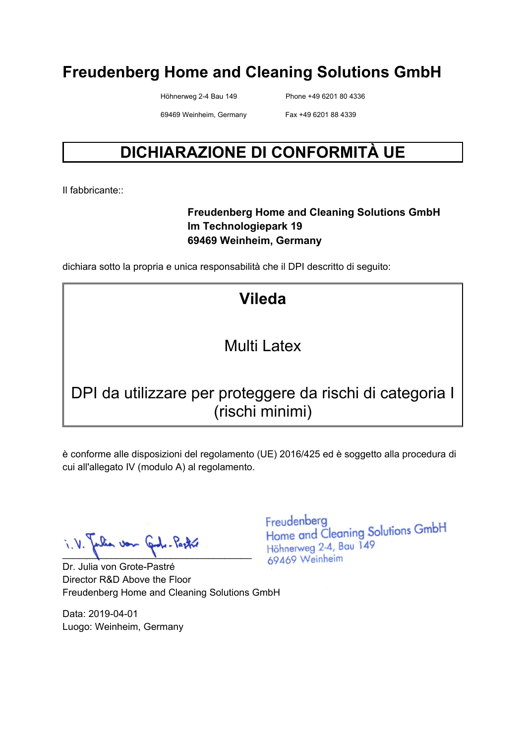# Freudenberg Home and Cleaning Solutions GmbH

Höhnerweg 2-4 Bau 149  
69469 Weinheim, Germany

Phone +49 6201 80 4336  
Fax +49 6201 88 4339

## DICHIARAZIONE DI CONFORMITÀ UE

Il fabbricante::

**Freudenberg Home and Cleaning Solutions GmbH**  
**Im Technologiepark 19**  
**69469 Weinheim, Germany**

dichiara sotto la propria e unica responsabilità che il DPI descritto di seguito:

**Vileda**

Multi Latex

DPI da utilizzare per proteggere da rischi di categoria I (rischi minimi)

è conforme alle disposizioni del regolamento (UE) 2016/425 ed è soggetto alla procedura di cui all'allegato IV (modulo A) al regolamento.

i.V. Julia von Grote-Pastré

Freudenberg  
Home and Cleaning Solutions GmbH  
Höhnerweg 2-4, Bau 149  
69469 Weinheim

Dr. Julia von Grote-Pastré  
Director R&D Above the Floor  
Freudenberg Home and Cleaning Solutions GmbH

Data: 2019-04-01  
Luogo: Weinheim, Germany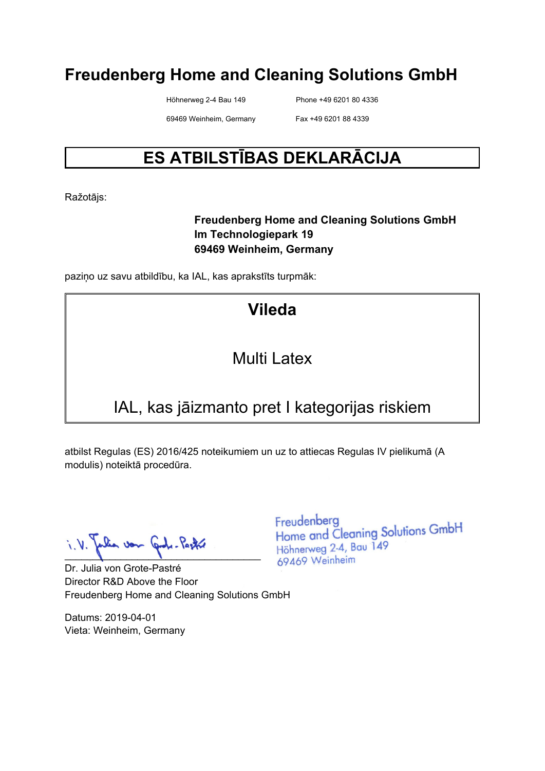# Freudenberg Home and Cleaning Solutions GmbH

Höhnerweg 2-4 Bau 149
69469 Weinheim, Germany

Phone +49 6201 80 4336
Fax +49 6201 88 4339

## ES ATBILSTĪBAS DEKLARĀCIJA

Ražotājs:

**Freudenberg Home and Cleaning Solutions GmbH**
**Im Technologiepark 19**
**69469 Weinheim, Germany**

paziņo uz savu atbildību, ka IAL, kas aprakstīts turpmāk:

**Vileda**

Multi Latex

IAL, kas jāizmanto pret I kategorijas riskiem

atbilst Regulas (ES) 2016/425 noteikumiem un uz to attiecas Regulas IV pielikumā (A modulis) noteiktā procedūra.

i. V. Julia von Grote-Pastré

Freudenberg
Home and Cleaning Solutions GmbH
Höhnerweg 2-4, Bau 149
69469 Weinheim

Dr. Julia von Grote-Pastré
Director R&D Above the Floor
Freudenberg Home and Cleaning Solutions GmbH

Datums: 2019-04-01
Vieta: Weinheim, Germany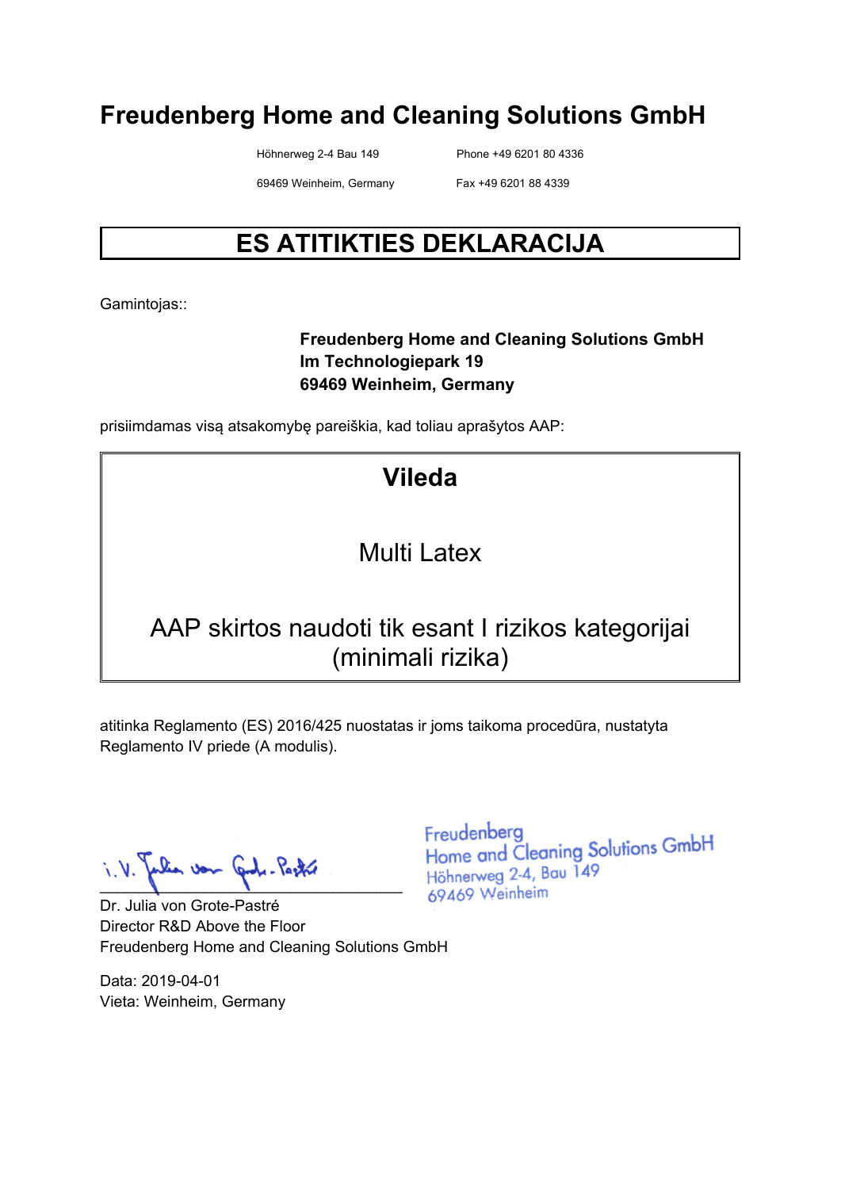# Freudenberg Home and Cleaning Solutions GmbH

Höhnerweg 2-4 Bau 149 | Phone +49 6201 80 4336
69469 Weinheim, Germany | Fax +49 6201 88 4339

## ES ATITIKTIES DEKLARACIJA

Gamintojas::

**Freudenberg Home and Cleaning Solutions GmbH**
**Im Technologiepark 19**
**69469 Weinheim, Germany**

prisiimdamas visą atsakomybę pareiškia, kad toliau aprašytos AAP:

**Vileda**

Multi Latex

AAP skirtos naudoti tik esant I rizikos kategorijai (minimali rizika)

atitinka Reglamento (ES) 2016/425 nuostatas ir joms taikoma procedūra, nustatyta Reglamento IV priede (A modulis).

i.V. Julia von Grote-Pastré

Freudenberg
Home and Cleaning Solutions GmbH
Höhnerweg 2-4, Bau 149
69469 Weinheim

Dr. Julia von Grote-Pastré
Director R&D Above the Floor
Freudenberg Home and Cleaning Solutions GmbH

Data: 2019-04-01
Vieta: Weinheim, Germany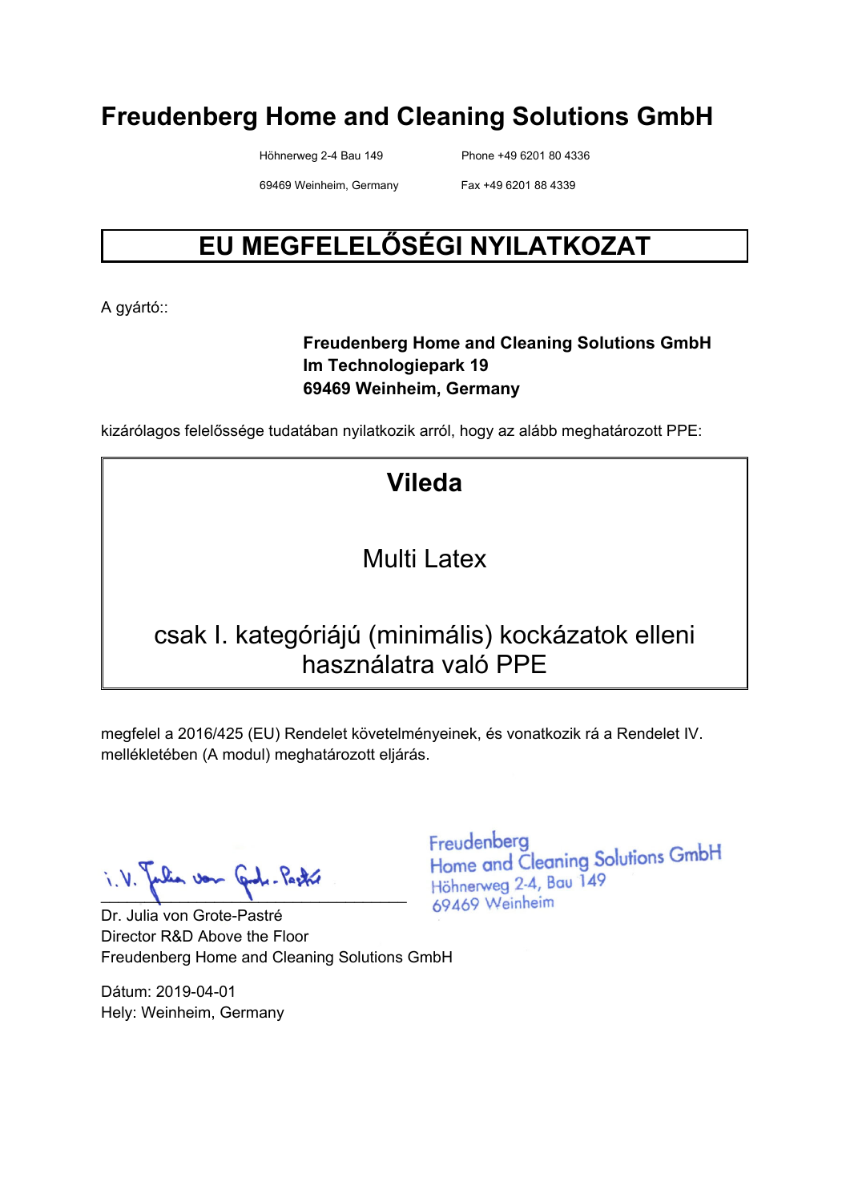# Freudenberg Home and Cleaning Solutions GmbH

Höhnerweg 2-4 Bau 149
69469 Weinheim, Germany

Phone +49 6201 80 4336
Fax +49 6201 88 4339

## EU MEGFELELŐSÉGI NYILATKOZAT

A gyártó::

**Freudenberg Home and Cleaning Solutions GmbH**
**Im Technologiepark 19**
**69469 Weinheim, Germany**

kizárólagos felelőssége tudatában nyilatkozik arról, hogy az alább meghatározott PPE:

**Vileda**

Multi Latex

csak I. kategóriájú (minimális) kockázatok elleni használatra való PPE

megfelel a 2016/425 (EU) Rendelet követelményeinek, és vonatkozik rá a Rendelet IV. mellékletében (A modul) meghatározott eljárás.

i. V. Julia von Grote-Pastré

Freudenberg
Home and Cleaning Solutions GmbH
Höhnerweg 2-4, Bau 149
69469 Weinheim

Dr. Julia von Grote-Pastré
Director R&D Above the Floor
Freudenberg Home and Cleaning Solutions GmbH

Dátum: 2019-04-01
Hely: Weinheim, Germany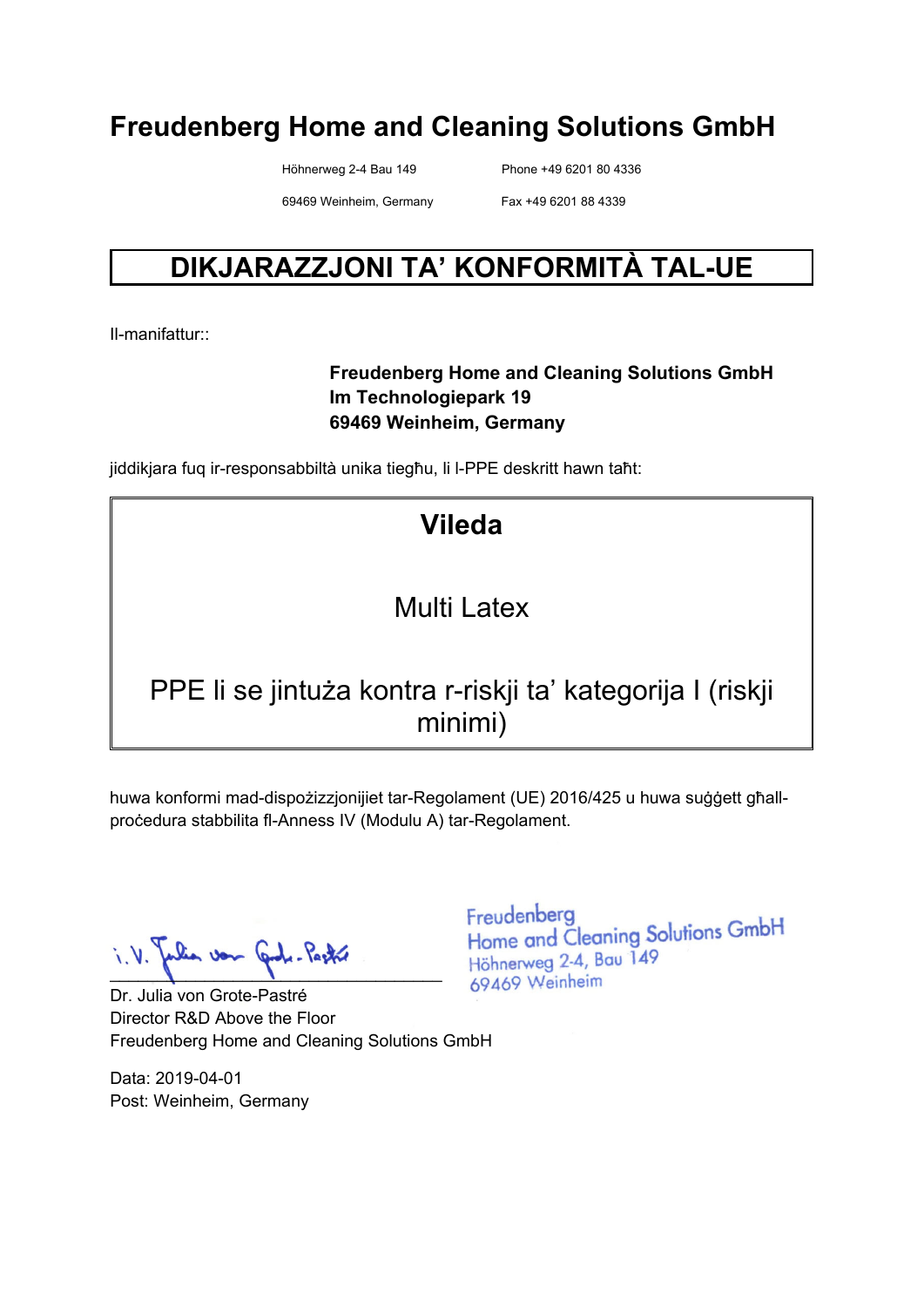# Freudenberg Home and Cleaning Solutions GmbH

Höhnerweg 2-4 Bau 149
69469 Weinheim, Germany

Phone +49 6201 80 4336
Fax +49 6201 88 4339

## DIKJARAZZJONI TA' KONFORMITÀ TAL-UE

Il-manifattur::

**Freudenberg Home and Cleaning Solutions GmbH**
**Im Technologiepark 19**
**69469 Weinheim, Germany**

jiddikjara fuq ir-responsabbiltà unika tiegħu, li l-PPE deskritt hawn taħt:

**Vileda**

Multi Latex

PPE li se jintuża kontra r-riskji ta' kategorija I (riskji minimi)

huwa konformi mad-dispożizzjonijiet tar-Regolament (UE) 2016/425 u huwa suġġett għall-proċedura stabbilita fl-Anness IV (Modulu A) tar-Regolament.

i. V. Julia von Grote-Pastré

Freudenberg
Home and Cleaning Solutions GmbH
Höhnerweg 2-4, Bau 149
69469 Weinheim

Dr. Julia von Grote-Pastré
Director R&D Above the Floor
Freudenberg Home and Cleaning Solutions GmbH

Data: 2019-04-01
Post: Weinheim, Germany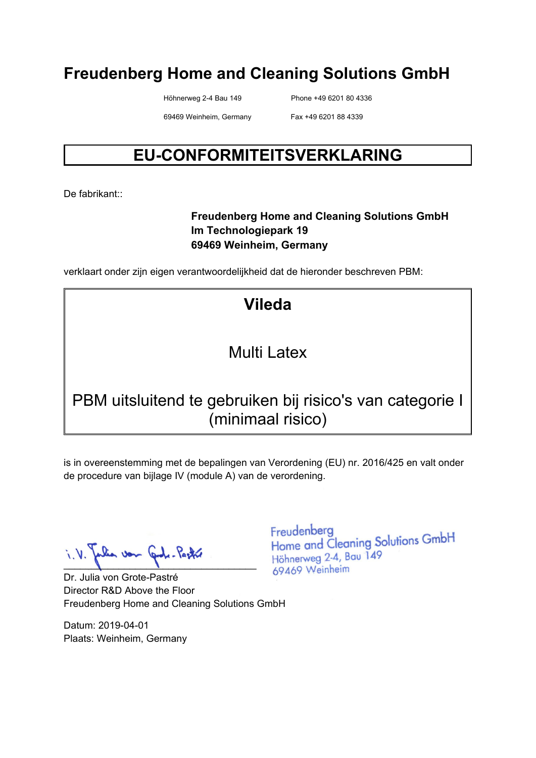# Freudenberg Home and Cleaning Solutions GmbH

Höhnerweg 2-4 Bau 149 Phone +49 6201 80 4336

69469 Weinheim, Germany Fax +49 6201 88 4339

## EU-CONFORMITEITSVERKLARING

De fabrikant::

**Freudenberg Home and Cleaning Solutions GmbH**
**Im Technologiepark 19**
**69469 Weinheim, Germany**

verklaart onder zijn eigen verantwoordelijkheid dat de hieronder beschreven PBM:

**Vileda**

Multi Latex

PBM uitsluitend te gebruiken bij risico's van categorie I (minimaal risico)

is in overeenstemming met de bepalingen van Verordening (EU) nr. 2016/425 en valt onder de procedure van bijlage IV (module A) van de verordening.

i.V. Julia von Grote-Pastré

Dr. Julia von Grote-Pastré
Director R&D Above the Floor
Freudenberg Home and Cleaning Solutions GmbH

Freudenberg
Home and Cleaning Solutions GmbH
Höhnerweg 2-4, Bau 149
69469 Weinheim

Datum: 2019-04-01
Plaats: Weinheim, Germany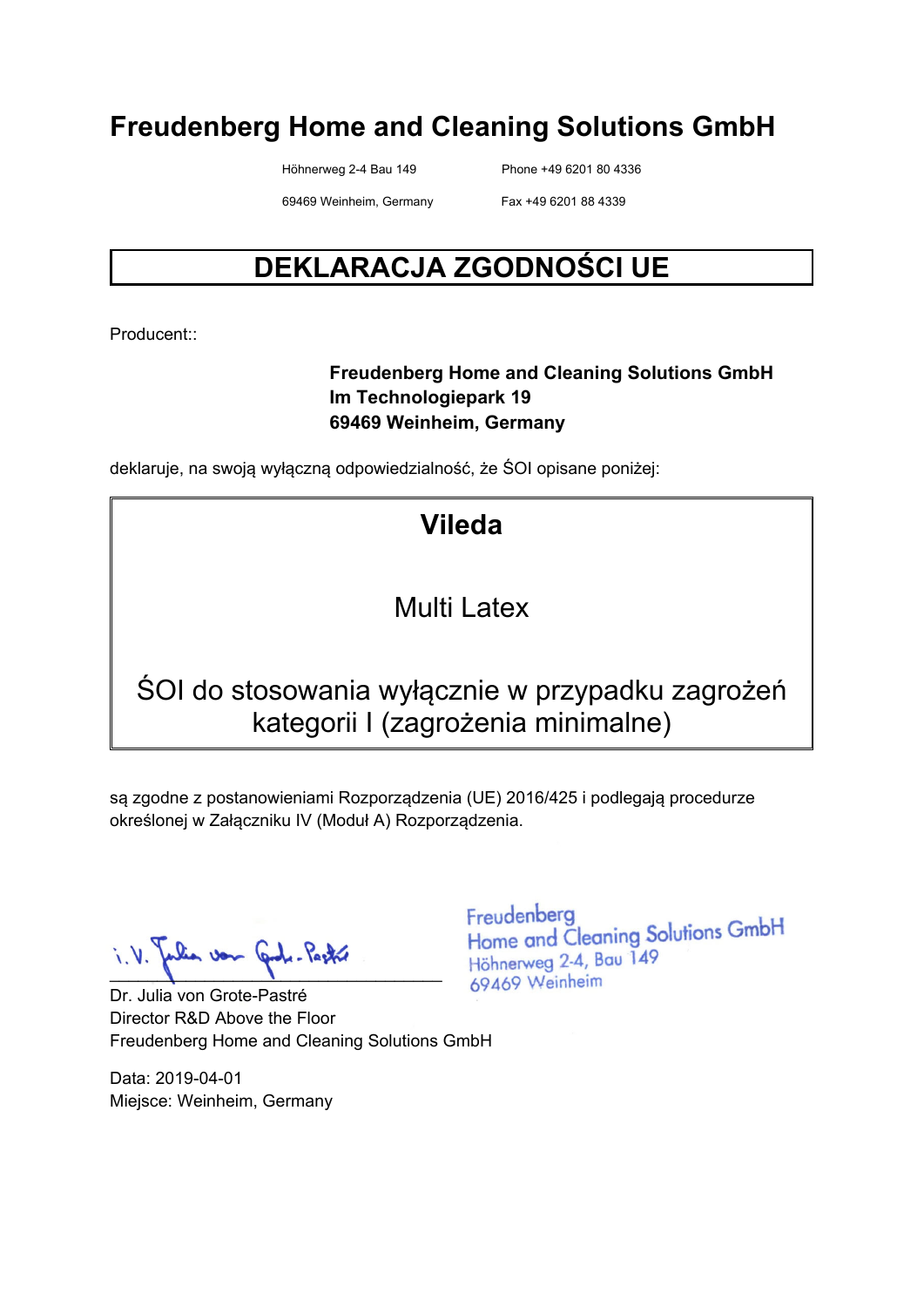# Freudenberg Home and Cleaning Solutions GmbH

Höhnerweg 2-4 Bau 149
69469 Weinheim, Germany

Phone +49 6201 80 4336
Fax +49 6201 88 4339

## DEKLARACJA ZGODNOŚCI UE

Producent::

**Freudenberg Home and Cleaning Solutions GmbH**
**Im Technologiepark 19**
**69469 Weinheim, Germany**

deklaruje, na swoją wyłączną odpowiedzialność, że ŚOI opisane poniżej:

**Vileda**

Multi Latex

ŚOI do stosowania wyłącznie w przypadku zagrożeń kategorii I (zagrożenia minimalne)

są zgodne z postanowieniami Rozporządzenia (UE) 2016/425 i podlegają procedurze określonej w Załączniku IV (Moduł A) Rozporządzenia.

i.V. Julia von Grote-Pastré

Freudenberg
Home and Cleaning Solutions GmbH
Höhnerweg 2-4, Bau 149
69469 Weinheim

Dr. Julia von Grote-Pastré
Director R&D Above the Floor
Freudenberg Home and Cleaning Solutions GmbH

Data: 2019-04-01
Miejsce: Weinheim, Germany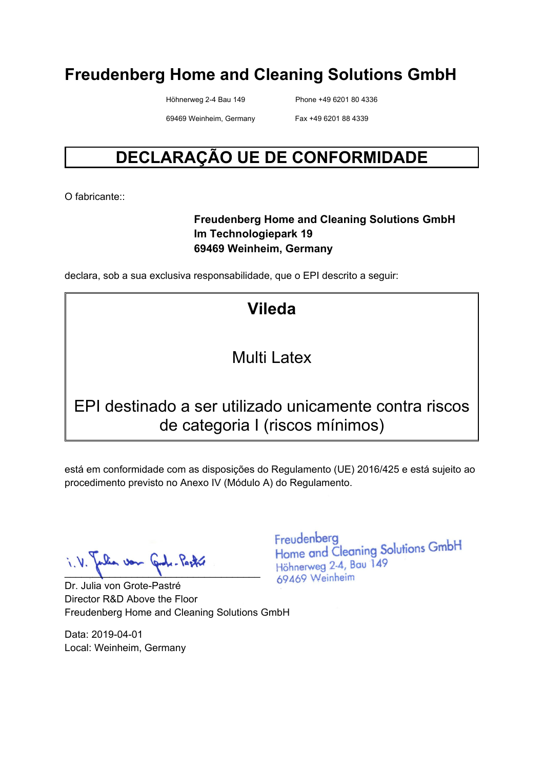# Freudenberg Home and Cleaning Solutions GmbH

Höhnerweg 2-4 Bau 149
69469 Weinheim, Germany

Phone +49 6201 80 4336
Fax +49 6201 88 4339

## DECLARAÇÃO UE DE CONFORMIDADE

O fabricante::

**Freudenberg Home and Cleaning Solutions GmbH**
**Im Technologiepark 19**
**69469 Weinheim, Germany**

declara, sob a sua exclusiva responsabilidade, que o EPI descrito a seguir:

**Vileda**

Multi Latex

EPI destinado a ser utilizado unicamente contra riscos de categoria I (riscos mínimos)

está em conformidade com as disposições do Regulamento (UE) 2016/425 e está sujeito ao procedimento previsto no Anexo IV (Módulo A) do Regulamento.

i. V. Julia von Grote-Pastré

Freudenberg
Home and Cleaning Solutions GmbH
Höhnerweg 2-4, Bau 149
69469 Weinheim

Dr. Julia von Grote-Pastré
Director R&D Above the Floor
Freudenberg Home and Cleaning Solutions GmbH

Data: 2019-04-01
Local: Weinheim, Germany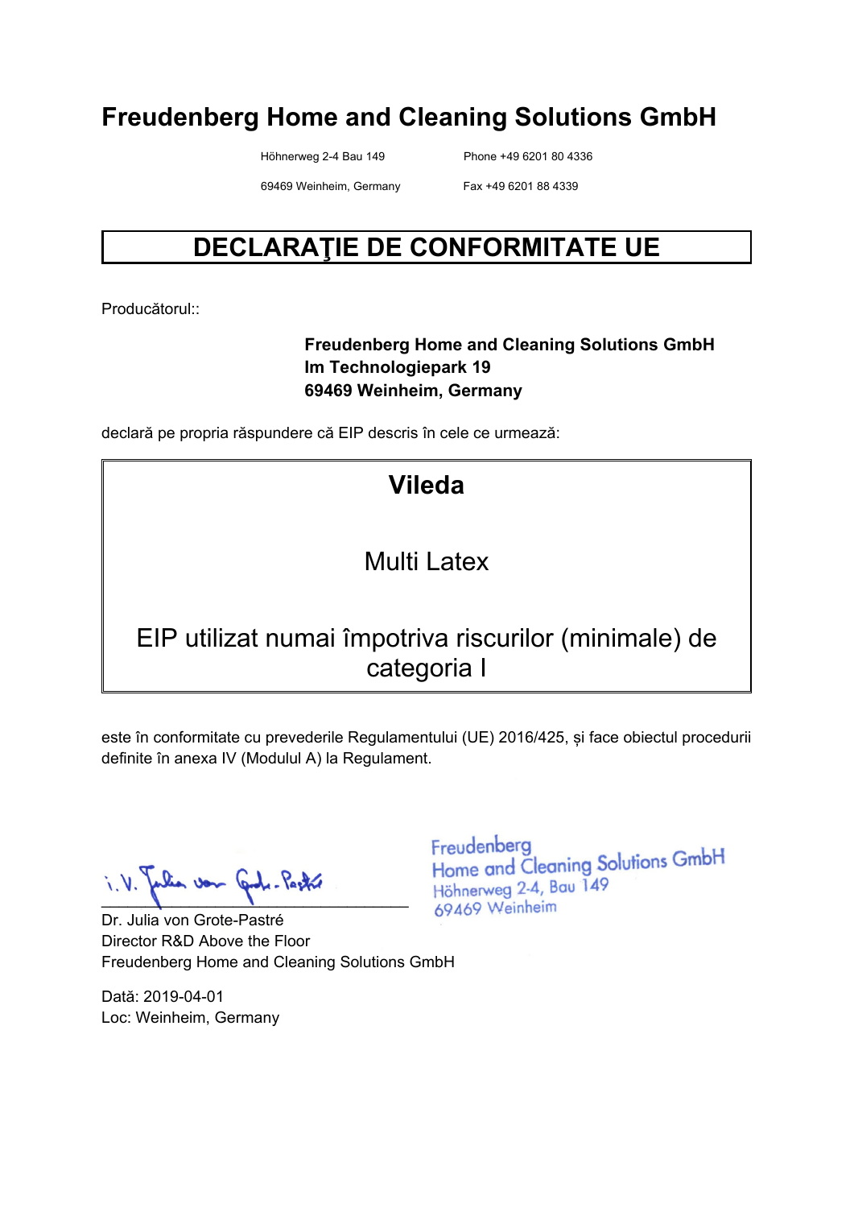# Freudenberg Home and Cleaning Solutions GmbH

Höhnerweg 2-4 Bau 149 Phone +49 6201 80 4336

69469 Weinheim, Germany Fax +49 6201 88 4339

## DECLARAŢIE DE CONFORMITATE UE

Producătorul::

**Freudenberg Home and Cleaning Solutions GmbH**
**Im Technologiepark 19**
**69469 Weinheim, Germany**

declară pe propria răspundere că EIP descris în cele ce urmează:

**Vileda**

Multi Latex

EIP utilizat numai împotriva riscurilor (minimale) de categoria I

este în conformitate cu prevederile Regulamentului (UE) 2016/425, și face obiectul procedurii definite în anexa IV (Modulul A) la Regulament.

i.V. Julia von Grote-Pastré

Freudenberg
Home and Cleaning Solutions GmbH
Höhnerweg 2-4, Bau 149
69469 Weinheim

Dr. Julia von Grote-Pastré
Director R&D Above the Floor
Freudenberg Home and Cleaning Solutions GmbH

Dată: 2019-04-01
Loc: Weinheim, Germany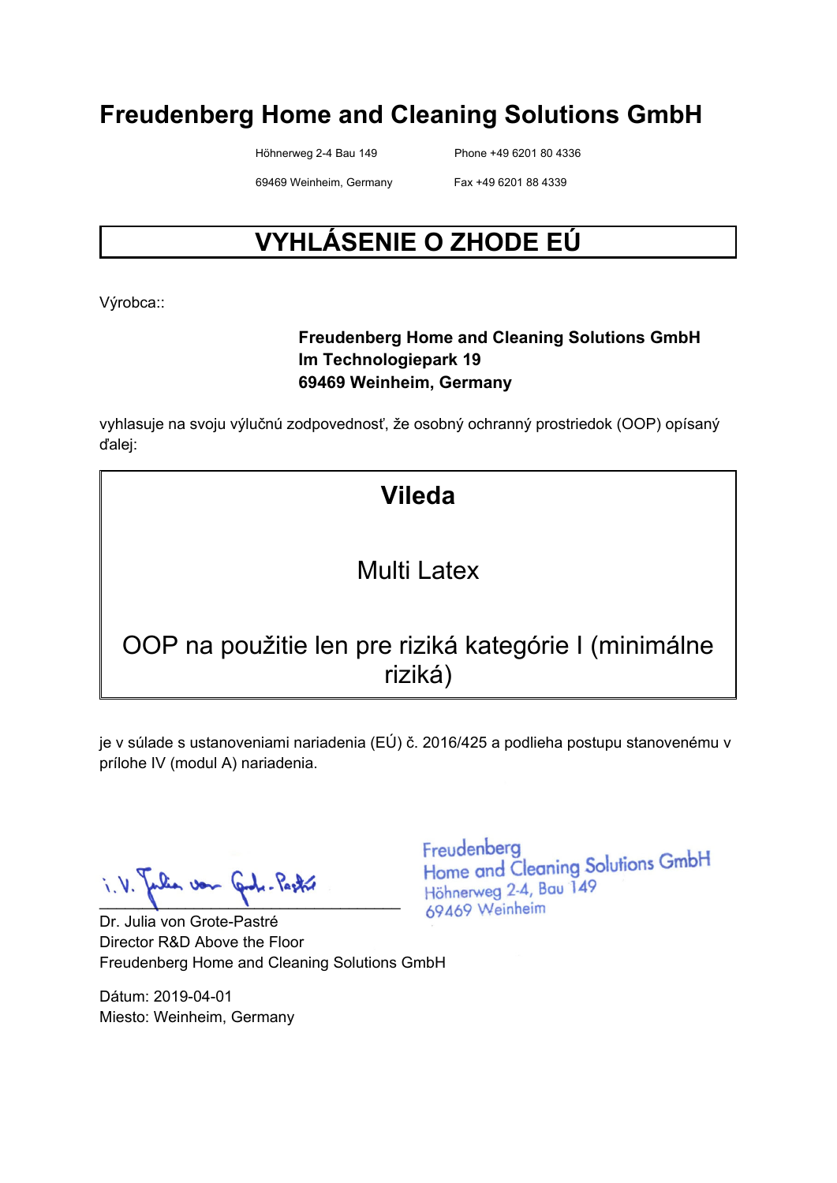# Freudenberg Home and Cleaning Solutions GmbH

Höhnerweg 2-4 Bau 149
69469 Weinheim, Germany

Phone +49 6201 80 4336
Fax +49 6201 88 4339

## VYHLÁSENIE O ZHODE EÚ

Výrobca::

**Freudenberg Home and Cleaning Solutions GmbH**
**Im Technologiepark 19**
**69469 Weinheim, Germany**

vyhlasuje na svoju výlučnú zodpovednosť, že osobný ochranný prostriedok (OOP) opísaný ďalej:

**Vileda**

Multi Latex

OOP na použitie len pre riziká kategórie I (minimálne riziká)

je v súlade s ustanoveniami nariadenia (EÚ) č. 2016/425 a podlieha postupu stanovenému v prílohe IV (modul A) nariadenia.

i.V. Julia von Grote-Pastré

Freudenberg
Home and Cleaning Solutions GmbH
Höhnerweg 2-4, Bau 149
69469 Weinheim

Dr. Julia von Grote-Pastré
Director R&D Above the Floor
Freudenberg Home and Cleaning Solutions GmbH

Dátum: 2019-04-01
Miesto: Weinheim, Germany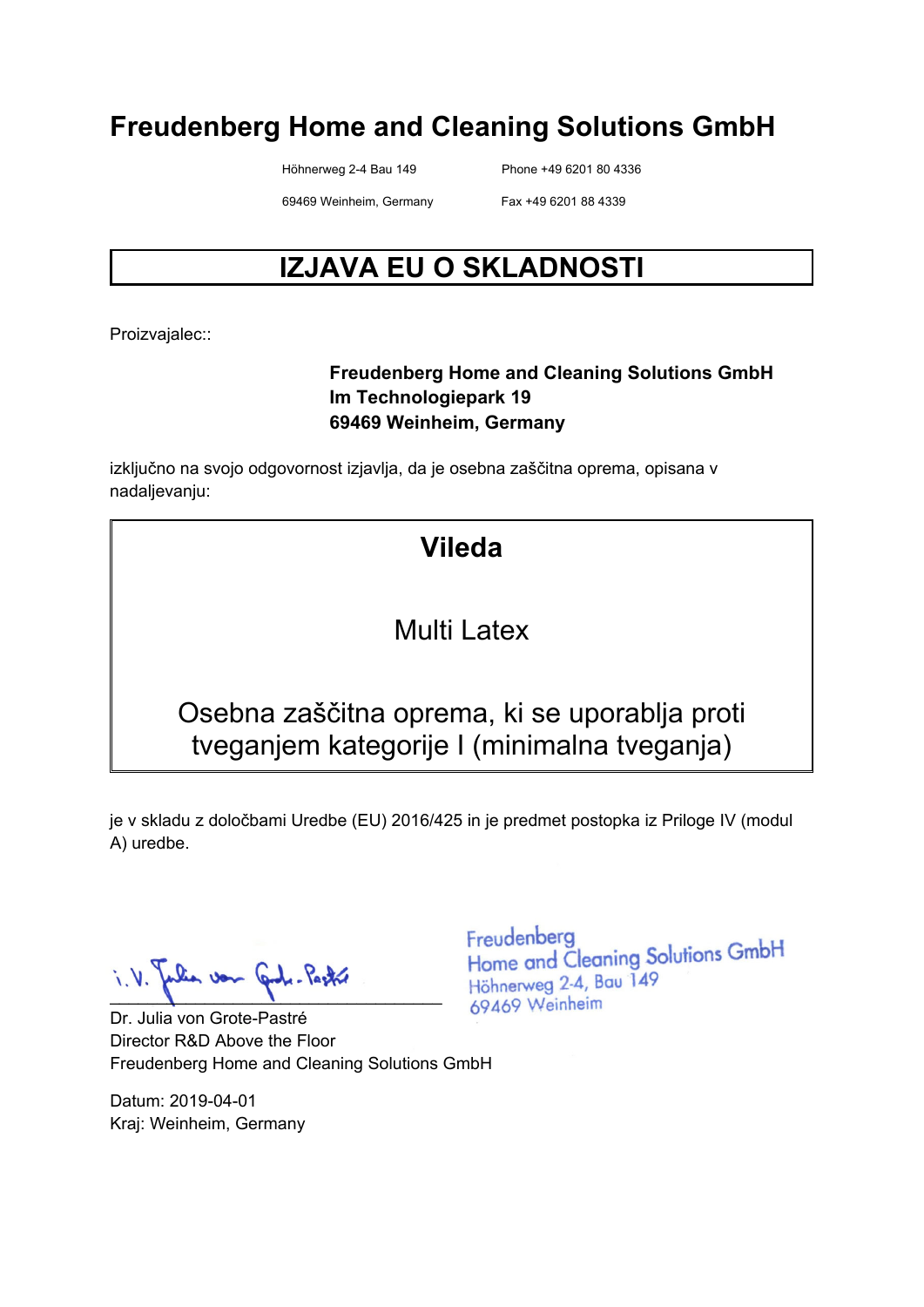# Freudenberg Home and Cleaning Solutions GmbH

Höhnerweg 2-4 Bau 149
69469 Weinheim, Germany

Phone +49 6201 80 4336
Fax +49 6201 88 4339

## IZJAVA EU O SKLADNOSTI

Proizvajalec::

**Freudenberg Home and Cleaning Solutions GmbH**
**Im Technologiepark 19**
**69469 Weinheim, Germany**

izključno na svojo odgovornost izjavlja, da je osebna zaščitna oprema, opisana v nadaljevanju:

**Vileda**

Multi Latex

Osebna zaščitna oprema, ki se uporablja proti tveganjem kategorije I (minimalna tveganja)

je v skladu z določbami Uredbe (EU) 2016/425 in je predmet postopka iz Priloge IV (modul A) uredbe.

i. V. Julia von Grote-Pastré

Freudenberg
Home and Cleaning Solutions GmbH
Höhnerweg 2-4, Bau 149
69469 Weinheim

Dr. Julia von Grote-Pastré
Director R&D Above the Floor
Freudenberg Home and Cleaning Solutions GmbH

Datum: 2019-04-01
Kraj: Weinheim, Germany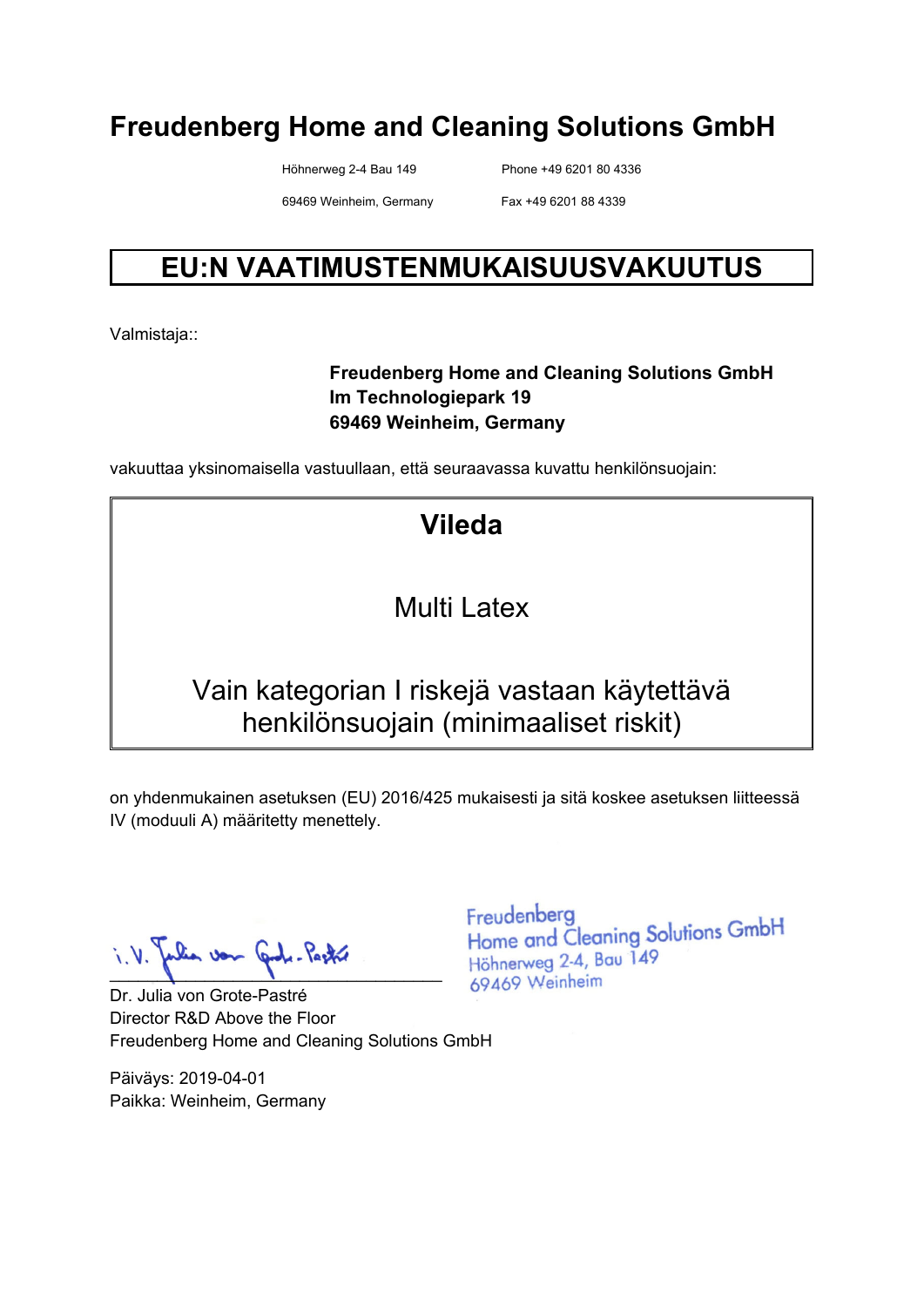# Freudenberg Home and Cleaning Solutions GmbH

Höhnerweg 2-4 Bau 149
69469 Weinheim, Germany

Phone +49 6201 80 4336
Fax +49 6201 88 4339

## EU:N VAATIMUSTENMUKAISUUSVAKUUTUS

Valmistaja::

**Freudenberg Home and Cleaning Solutions GmbH**
**Im Technologiepark 19**
**69469 Weinheim, Germany**

vakuuttaa yksinomaisella vastuullaan, että seuraavassa kuvattu henkilönsuojain:

**Vileda**

Multi Latex

Vain kategorian I riskejä vastaan käytettävä henkilönsuojain (minimaaliset riskit)

on yhdenmukainen asetuksen (EU) 2016/425 mukaisesti ja sitä koskee asetuksen liitteessä IV (moduuli A) määritetty menettely.

i.V. Julia von Grote-Pastré

Freudenberg
Home and Cleaning Solutions GmbH
Höhnerweg 2-4, Bau 149
69469 Weinheim

Dr. Julia von Grote-Pastré
Director R&D Above the Floor
Freudenberg Home and Cleaning Solutions GmbH

Päiväys: 2019-04-01
Paikka: Weinheim, Germany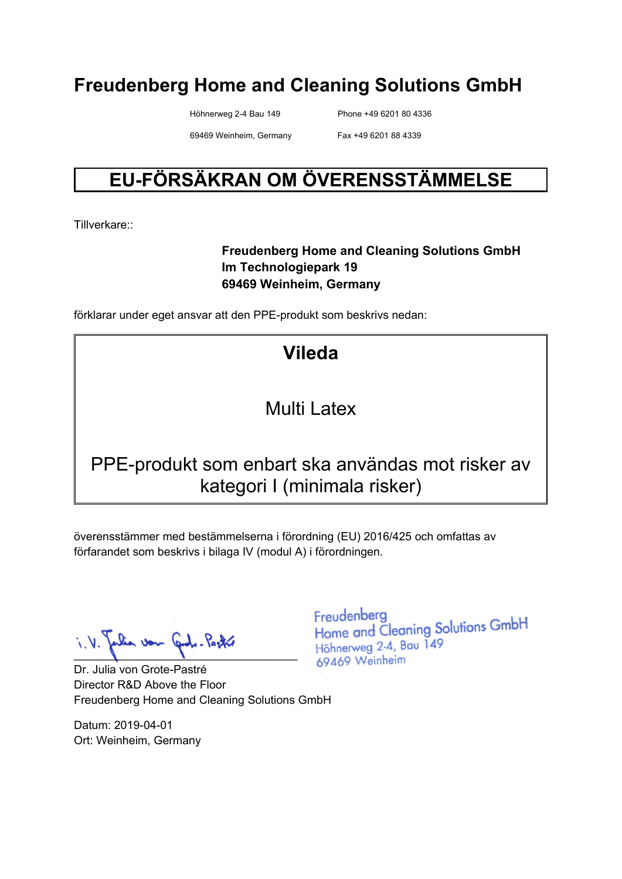# Freudenberg Home and Cleaning Solutions GmbH

Höhnerweg 2-4 Bau 149
69469 Weinheim, Germany

Phone +49 6201 80 4336
Fax +49 6201 88 4339

## EU-FÖRSÄKRAN OM ÖVERENSSTÄMMELSE

Tillverkare::

**Freudenberg Home and Cleaning Solutions GmbH**
**Im Technologiepark 19**
**69469 Weinheim, Germany**

förklarar under eget ansvar att den PPE-produkt som beskrivs nedan:

**Vileda**

Multi Latex

PPE-produkt som enbart ska användas mot risker av kategori I (minimala risker)

överensstämmer med bestämmelserna i förordning (EU) 2016/425 och omfattas av förfarandet som beskrivs i bilaga IV (modul A) i förordningen.

i.V. Julia von Grote-Pastré

Freudenberg
Home and Cleaning Solutions GmbH
Höhnerweg 2-4, Bau 149
69469 Weinheim

Dr. Julia von Grote-Pastré
Director R&D Above the Floor
Freudenberg Home and Cleaning Solutions GmbH

Datum: 2019-04-01
Ort: Weinheim, Germany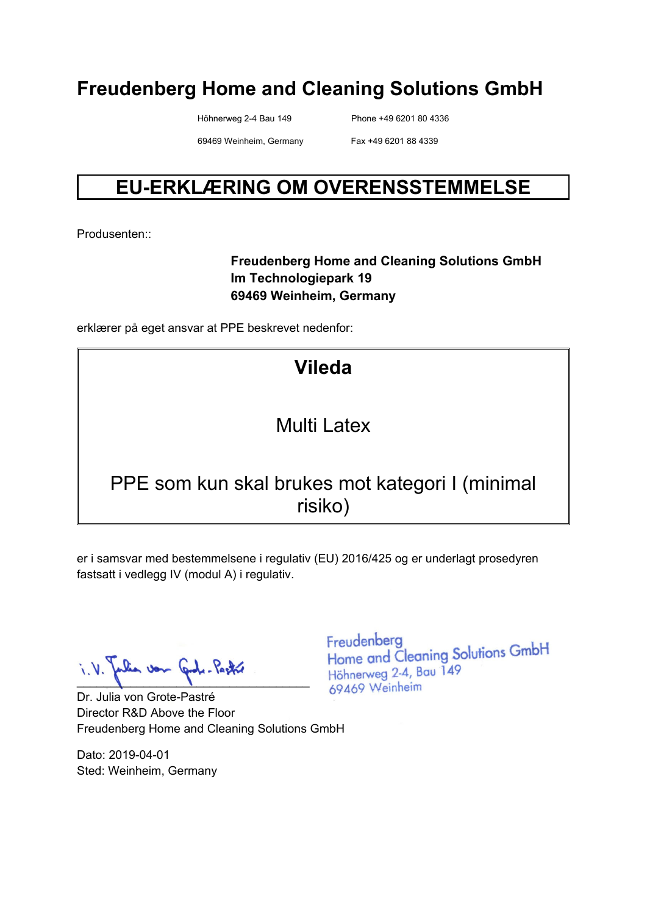# Freudenberg Home and Cleaning Solutions GmbH

Höhnerweg 2-4 Bau 149 — Phone +49 6201 80 4336

69469 Weinheim, Germany — Fax +49 6201 88 4339

## EU-ERKLÆRING OM OVERENSSTEMMELSE

Produsenten::

**Freudenberg Home and Cleaning Solutions GmbH**
**Im Technologiepark 19**
**69469 Weinheim, Germany**

erklærer på eget ansvar at PPE beskrevet nedenfor:

**Vileda**

Multi Latex

PPE som kun skal brukes mot kategori I (minimal risiko)

er i samsvar med bestemmelsene i regulativ (EU) 2016/425 og er underlagt prosedyren fastsatt i vedlegg IV (modul A) i regulativ.

i.V. Julia von Grote-Pastré

Freudenberg
Home and Cleaning Solutions GmbH
Höhnerweg 2-4, Bau 149
69469 Weinheim

Dr. Julia von Grote-Pastré
Director R&D Above the Floor
Freudenberg Home and Cleaning Solutions GmbH

Dato: 2019-04-01
Sted: Weinheim, Germany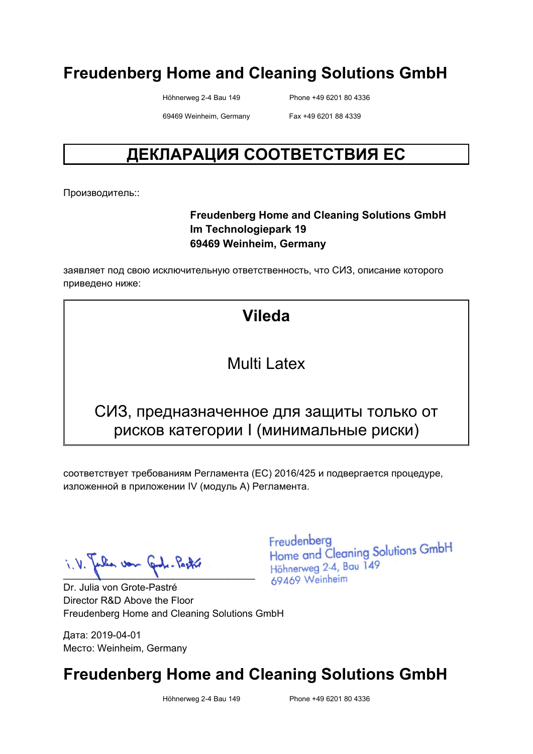# Freudenberg Home and Cleaning Solutions GmbH

Höhnerweg 2-4 Bau 149　　Phone +49 6201 80 4336

69469 Weinheim, Germany　　Fax +49 6201 88 4339

## ДЕКЛАРАЦИЯ СООТВЕТСТВИЯ ЕС

Производитель::

**Freudenberg Home and Cleaning Solutions GmbH**
**Im Technologiepark 19**
**69469 Weinheim, Germany**

заявляет под свою исключительную ответственность, что СИЗ, описание которого приведено ниже:

**Vileda**

Multi Latex

СИЗ, предназначенное для защиты только от рисков категории I (минимальные риски)

соответствует требованиям Регламента (ЕС) 2016/425 и подвергается процедуре, изложенной в приложении IV (модуль А) Регламента.

i.V. Julia von Grote-Pastré

Freudenberg
Home and Cleaning Solutions GmbH
Höhnerweg 2-4, Bau 149
69469 Weinheim

Dr. Julia von Grote-Pastré
Director R&D Above the Floor
Freudenberg Home and Cleaning Solutions GmbH

Дата: 2019-04-01
Место: Weinheim, Germany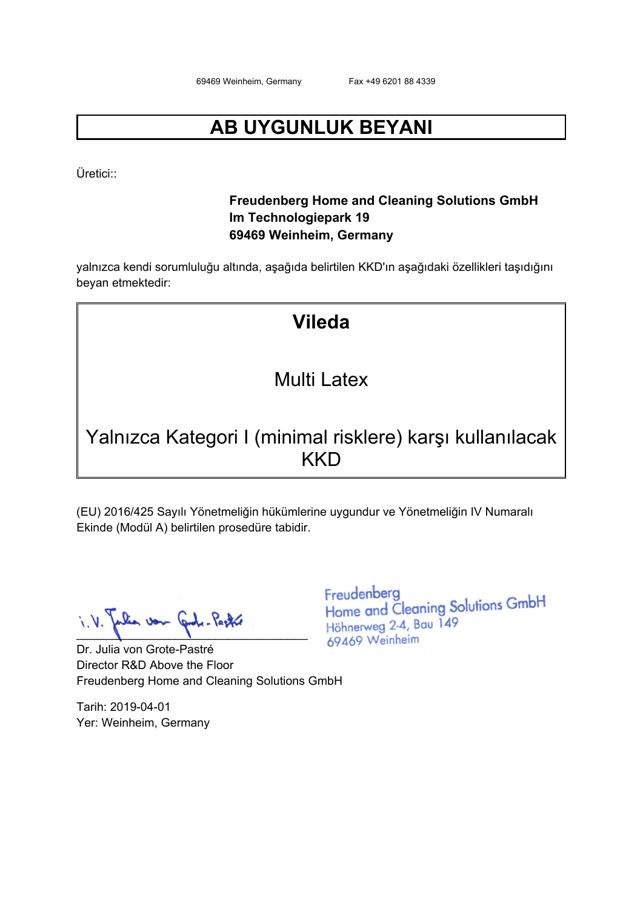69469 Weinheim, Germany Fax +49 6201 88 4339

# AB UYGUNLUK BEYANI

Üretici::

**Freudenberg Home and Cleaning Solutions GmbH**
**Im Technologiepark 19**
**69469 Weinheim, Germany**

yalnızca kendi sorumluluğu altında, aşağıda belirtilen KKD'ın aşağıdaki özellikleri taşıdığını beyan etmektedir:

**Vileda**

Multi Latex

Yalnızca Kategori I (minimal risklere) karşı kullanılacak KKD

(EU) 2016/425 Sayılı Yönetmeliğin hükümlerine uygundur ve Yönetmeliğin IV Numaralı Ekinde (Modül A) belirtilen prosedüre tabidir.

Freudenberg
Home and Cleaning Solutions GmbH
Höhnerweg 2-4, Bau 149
69469 Weinheim

Dr. Julia von Grote-Pastré
Director R&D Above the Floor
Freudenberg Home and Cleaning Solutions GmbH

Tarih: 2019-04-01
Yer: Weinheim, Germany